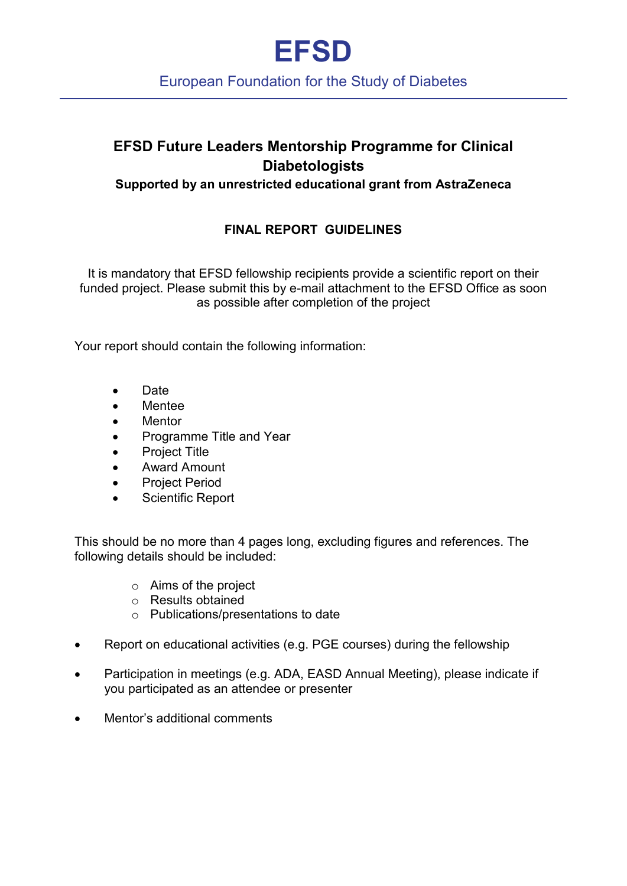# EFSD

European Foundation for the Study of Diabetes

---

## EFSD Future Leaders Mentorship Programme for Clinical Diabetologists

**Supported by an unrestricted educational grant from AstraZeneca**

### FINAL REPORT GUIDELINES

It is mandatory that EFSD fellowship recipients provide a scientific report on their funded project. Please submit this by e-mail attachment to the EFSD Office as soon as possible after completion of the project

Your report should contain the following information:

- Date
- Mentee
- Mentor
- Programme Title and Year
- Project Title
- Award Amount
- Project Period
- Scientific Report

This should be no more than 4 pages long, excluding figures and references. The following details should be included:

- Aims of the project
- Results obtained
- Publications/presentations to date

- Report on educational activities (e.g. PGE courses) during the fellowship
- Participation in meetings (e.g. ADA, EASD Annual Meeting), please indicate if you participated as an attendee or presenter
- Mentor's additional comments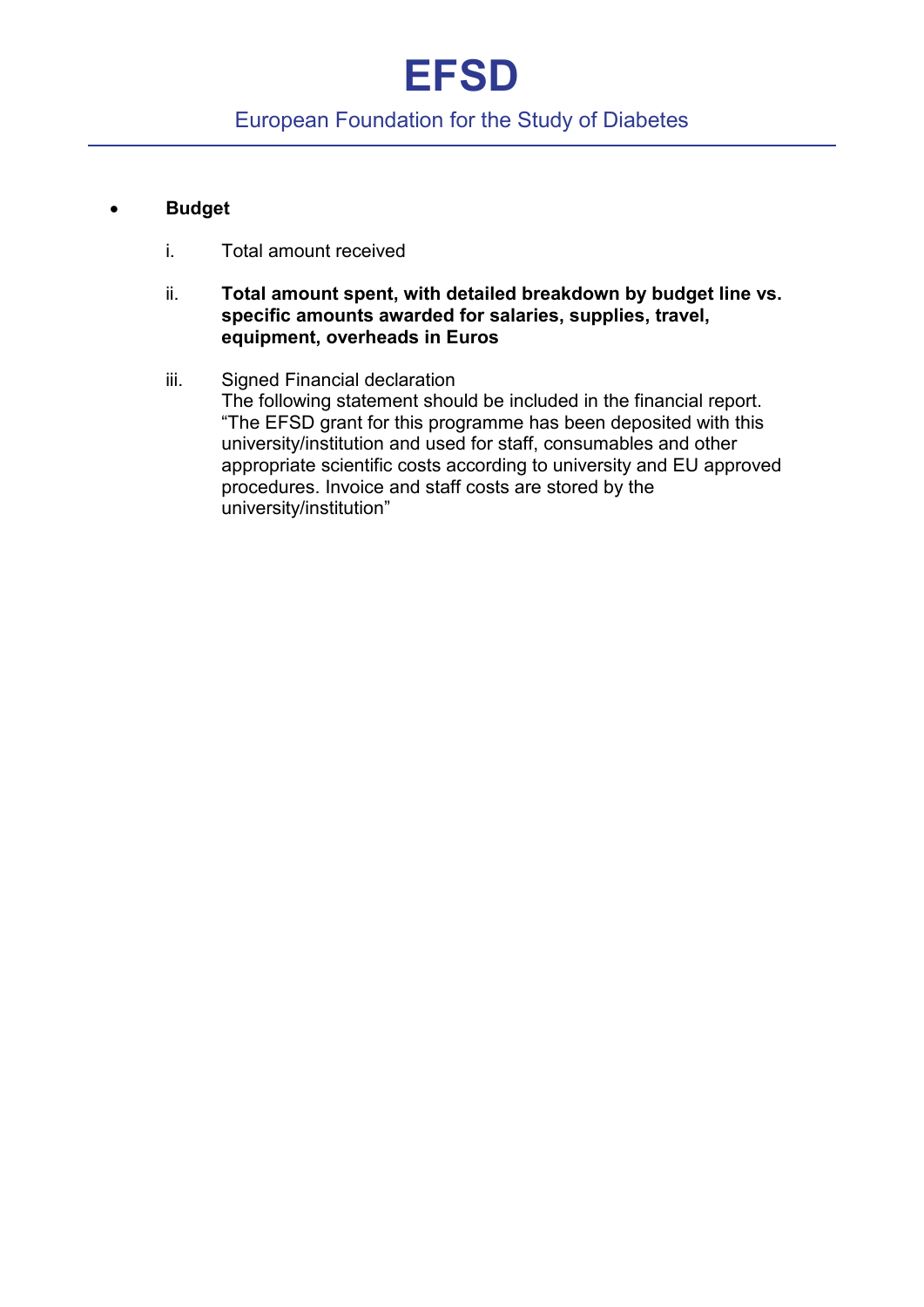- **Budget**

  i. Total amount received

  ii. **Total amount spent, with detailed breakdown by budget line vs. specific amounts awarded for salaries, supplies, travel, equipment, overheads in Euros**

  iii. Signed Financial declaration
  The following statement should be included in the financial report. "The EFSD grant for this programme has been deposited with this university/institution and used for staff, consumables and other appropriate scientific costs according to university and EU approved procedures. Invoice and staff costs are stored by the university/institution"